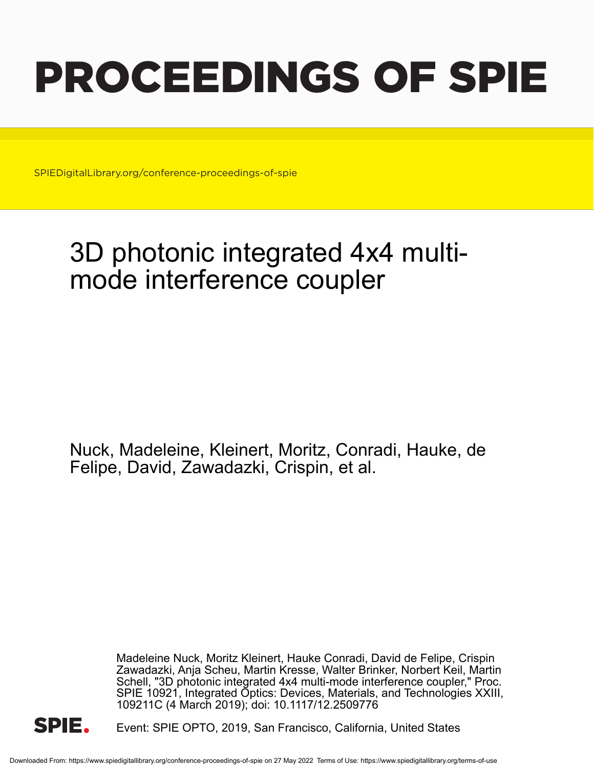# PROCEEDINGS OF SPIE

SPIEDigitalLibrary.org/conference-proceedings-of-spie

## 3D photonic integrated 4x4 multi-mode interference coupler

Nuck, Madeleine, Kleinert, Moritz, Conradi, Hauke, de Felipe, David, Zawadazki, Crispin, et al.

Madeleine Nuck, Moritz Kleinert, Hauke Conradi, David de Felipe, Crispin Zawadazki, Anja Scheu, Martin Kresse, Walter Brinker, Norbert Keil, Martin Schell, "3D photonic integrated 4x4 multi-mode interference coupler," Proc. SPIE 10921, Integrated Optics: Devices, Materials, and Technologies XXIII, 109211C (4 March 2019); doi: 10.1117/12.2509776

SPIE.

Event: SPIE OPTO, 2019, San Francisco, California, United States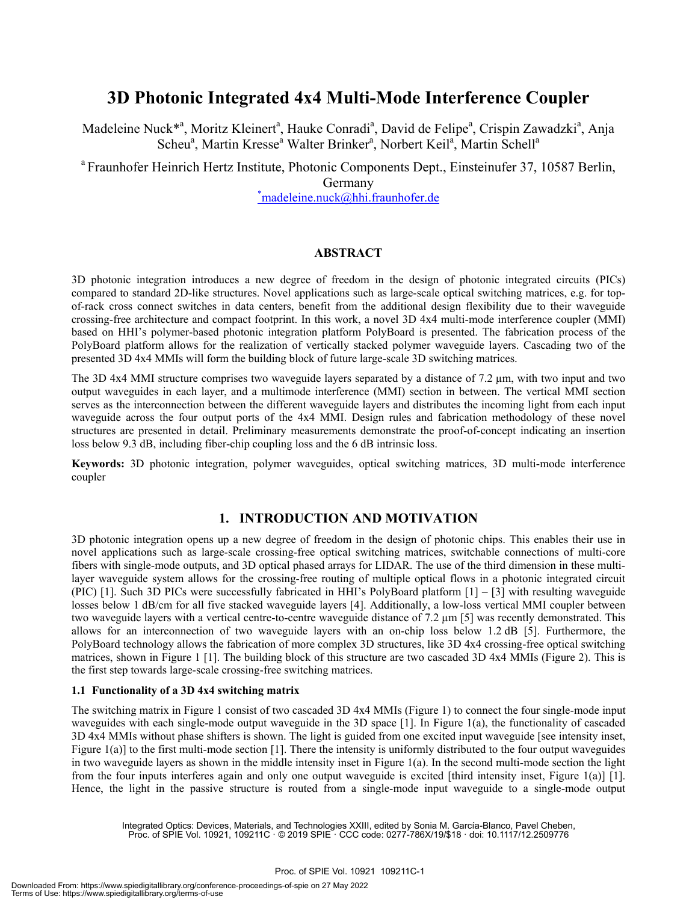# 3D Photonic Integrated 4x4 Multi-Mode Interference Coupler

Madeleine Nuck*[a], Moritz Kleinert[a], Hauke Conradi[a], David de Felipe[a], Crispin Zawadzki[a], Anja Scheu[a], Martin Kresse[a] Walter Brinker[a], Norbert Keil[a], Martin Schell[a]

[a] Fraunhofer Heinrich Hertz Institute, Photonic Components Dept., Einsteinufer 37, 10587 Berlin, Germany

[*] madeleine.nuck@hhi.fraunhofer.de

## ABSTRACT

3D photonic integration introduces a new degree of freedom in the design of photonic integrated circuits (PICs) compared to standard 2D-like structures. Novel applications such as large-scale optical switching matrices, e.g. for top-of-rack cross connect switches in data centers, benefit from the additional design flexibility due to their waveguide crossing-free architecture and compact footprint. In this work, a novel 3D 4x4 multi-mode interference coupler (MMI) based on HHI's polymer-based photonic integration platform PolyBoard is presented. The fabrication process of the PolyBoard platform allows for the realization of vertically stacked polymer waveguide layers. Cascading two of the presented 3D 4x4 MMIs will form the building block of future large-scale 3D switching matrices.

The 3D 4x4 MMI structure comprises two waveguide layers separated by a distance of 7.2 µm, with two input and two output waveguides in each layer, and a multimode interference (MMI) section in between. The vertical MMI section serves as the interconnection between the different waveguide layers and distributes the incoming light from each input waveguide across the four output ports of the 4x4 MMI. Design rules and fabrication methodology of these novel structures are presented in detail. Preliminary measurements demonstrate the proof-of-concept indicating an insertion loss below 9.3 dB, including fiber-chip coupling loss and the 6 dB intrinsic loss.

**Keywords:** 3D photonic integration, polymer waveguides, optical switching matrices, 3D multi-mode interference coupler

## 1. INTRODUCTION AND MOTIVATION

3D photonic integration opens up a new degree of freedom in the design of photonic chips. This enables their use in novel applications such as large-scale crossing-free optical switching matrices, switchable connections of multi-core fibers with single-mode outputs, and 3D optical phased arrays for LIDAR. The use of the third dimension in these multi-layer waveguide system allows for the crossing-free routing of multiple optical flows in a photonic integrated circuit (PIC) [1]. Such 3D PICs were successfully fabricated in HHI's PolyBoard platform [1] – [3] with resulting waveguide losses below 1 dB/cm for all five stacked waveguide layers [4]. Additionally, a low-loss vertical MMI coupler between two waveguide layers with a vertical centre-to-centre waveguide distance of 7.2 µm [5] was recently demonstrated. This allows for an interconnection of two waveguide layers with an on-chip loss below 1.2 dB [5]. Furthermore, the PolyBoard technology allows the fabrication of more complex 3D structures, like 3D 4x4 crossing-free optical switching matrices, shown in Figure 1 [1]. The building block of this structure are two cascaded 3D 4x4 MMIs (Figure 2). This is the first step towards large-scale crossing-free switching matrices.

### 1.1 Functionality of a 3D 4x4 switching matrix

The switching matrix in Figure 1 consist of two cascaded 3D 4x4 MMIs (Figure 1) to connect the four single-mode input waveguides with each single-mode output waveguide in the 3D space [1]. In Figure 1(a), the functionality of cascaded 3D 4x4 MMIs without phase shifters is shown. The light is guided from one excited input waveguide [see intensity inset, Figure 1(a)] to the first multi-mode section [1]. There the intensity is uniformly distributed to the four output waveguides in two waveguide layers as shown in the middle intensity inset in Figure 1(a). In the second multi-mode section the light from the four inputs interferes again and only one output waveguide is excited [third intensity inset, Figure 1(a)] [1]. Hence, the light in the passive structure is routed from a single-mode input waveguide to a single-mode output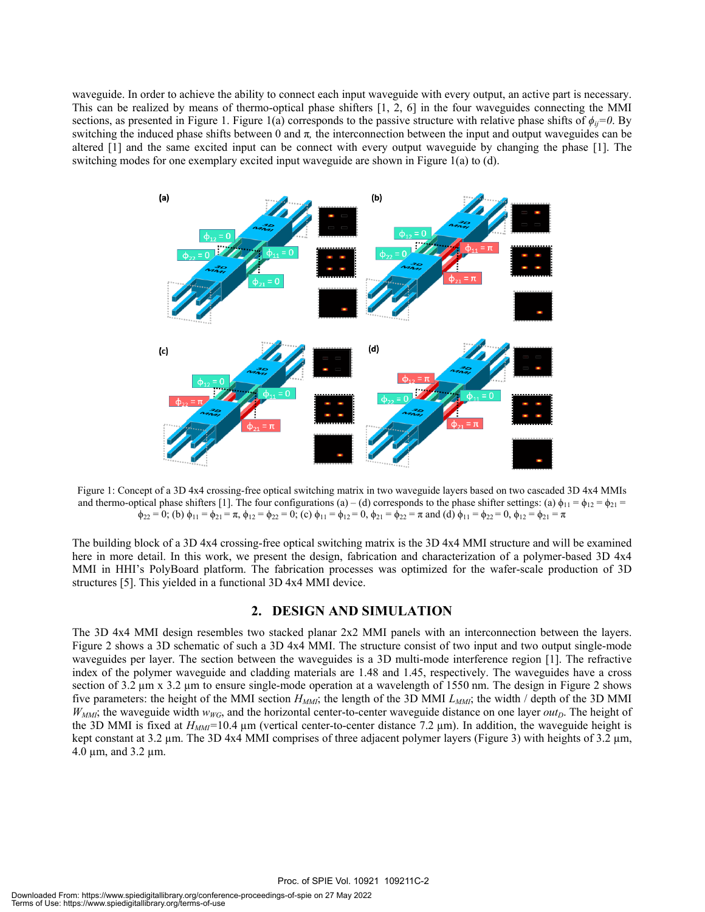waveguide. In order to achieve the ability to connect each input waveguide with every output, an active part is necessary. This can be realized by means of thermo-optical phase shifters [1, 2, 6] in the four waveguides connecting the MMI sections, as presented in Figure 1. Figure 1(a) corresponds to the passive structure with relative phase shifts of $\phi_{ij}=0$. By switching the induced phase shifts between 0 and π, the interconnection between the input and output waveguides can be altered [1] and the same excited input can be connect with every output waveguide by changing the phase [1]. The switching modes for one exemplary excited input waveguide are shown in Figure 1(a) to (d).

Figure 1: Concept of a 3D 4x4 crossing-free optical switching matrix in two waveguide layers based on two cascaded 3D 4x4 MMIs and thermo-optical phase shifters [1]. The four configurations (a) – (d) corresponds to the phase shifter settings: (a) $\phi_{11} = \phi_{12} = \phi_{21} = \phi_{22} = 0$; (b) $\phi_{11} = \phi_{21} = \pi$, $\phi_{12} = \phi_{22} = 0$; (c) $\phi_{11} = \phi_{12} = 0$, $\phi_{21} = \phi_{22} = \pi$ and (d) $\phi_{11} = \phi_{22} = 0$, $\phi_{12} = \phi_{21} = \pi$

The building block of a 3D 4x4 crossing-free optical switching matrix is the 3D 4x4 MMI structure and will be examined here in more detail. In this work, we present the design, fabrication and characterization of a polymer-based 3D 4x4 MMI in HHI's PolyBoard platform. The fabrication processes was optimized for the wafer-scale production of 3D structures [5]. This yielded in a functional 3D 4x4 MMI device.

## 2. DESIGN AND SIMULATION

The 3D 4x4 MMI design resembles two stacked planar 2x2 MMI panels with an interconnection between the layers. Figure 2 shows a 3D schematic of such a 3D 4x4 MMI. The structure consist of two input and two output single-mode waveguides per layer. The section between the waveguides is a 3D multi-mode interference region [1]. The refractive index of the polymer waveguide and cladding materials are 1.48 and 1.45, respectively. The waveguides have a cross section of 3.2 µm x 3.2 µm to ensure single-mode operation at a wavelength of 1550 nm. The design in Figure 2 shows five parameters: the height of the MMI section $H_{MMI}$; the length of the 3D MMI $L_{MMI}$; the width / depth of the 3D MMI $W_{MMI}$; the waveguide width $w_{WG}$, and the horizontal center-to-center waveguide distance on one layer $out_D$. The height of the 3D MMI is fixed at $H_{MMI}$=10.4 µm (vertical center-to-center distance 7.2 µm). In addition, the waveguide height is kept constant at 3.2 µm. The 3D 4x4 MMI comprises of three adjacent polymer layers (Figure 3) with heights of 3.2 µm, 4.0 µm, and 3.2 µm.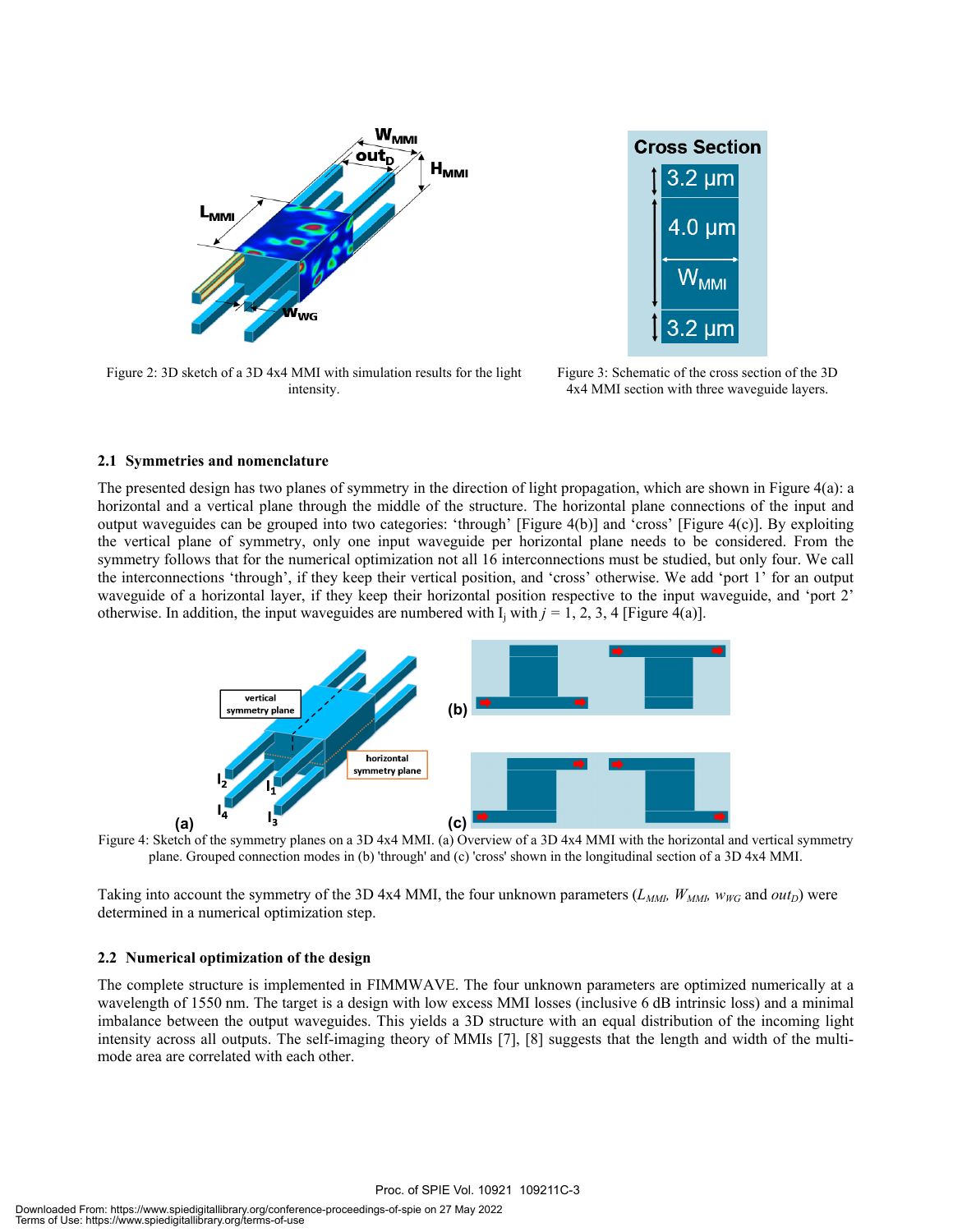Figure 2: 3D sketch of a 3D 4x4 MMI with simulation results for the light intensity.

Figure 3: Schematic of the cross section of the 3D 4x4 MMI section with three waveguide layers.

### 2.1 Symmetries and nomenclature

The presented design has two planes of symmetry in the direction of light propagation, which are shown in Figure 4(a): a horizontal and a vertical plane through the middle of the structure. The horizontal plane connections of the input and output waveguides can be grouped into two categories: 'through' [Figure 4(b)] and 'cross' [Figure 4(c)]. By exploiting the vertical plane of symmetry, only one input waveguide per horizontal plane needs to be considered. From the symmetry follows that for the numerical optimization not all 16 interconnections must be studied, but only four. We call the interconnections 'through', if they keep their vertical position, and 'cross' otherwise. We add 'port 1' for an output waveguide of a horizontal layer, if they keep their horizontal position respective to the input waveguide, and 'port 2' otherwise. In addition, the input waveguides are numbered with $I_j$ with $j$ = 1, 2, 3, 4 [Figure 4(a)].

Figure 4: Sketch of the symmetry planes on a 3D 4x4 MMI. (a) Overview of a 3D 4x4 MMI with the horizontal and vertical symmetry plane. Grouped connection modes in (b) 'through' and (c) 'cross' shown in the longitudinal section of a 3D 4x4 MMI.

Taking into account the symmetry of the 3D 4x4 MMI, the four unknown parameters ($L_{MMI}$, $W_{MMI}$, $w_{WG}$ and $out_D$) were determined in a numerical optimization step.

### 2.2 Numerical optimization of the design

The complete structure is implemented in FIMMWAVE. The four unknown parameters are optimized numerically at a wavelength of 1550 nm. The target is a design with low excess MMI losses (inclusive 6 dB intrinsic loss) and a minimal imbalance between the output waveguides. This yields a 3D structure with an equal distribution of the incoming light intensity across all outputs. The self-imaging theory of MMIs [7], [8] suggests that the length and width of the multi-mode area are correlated with each other.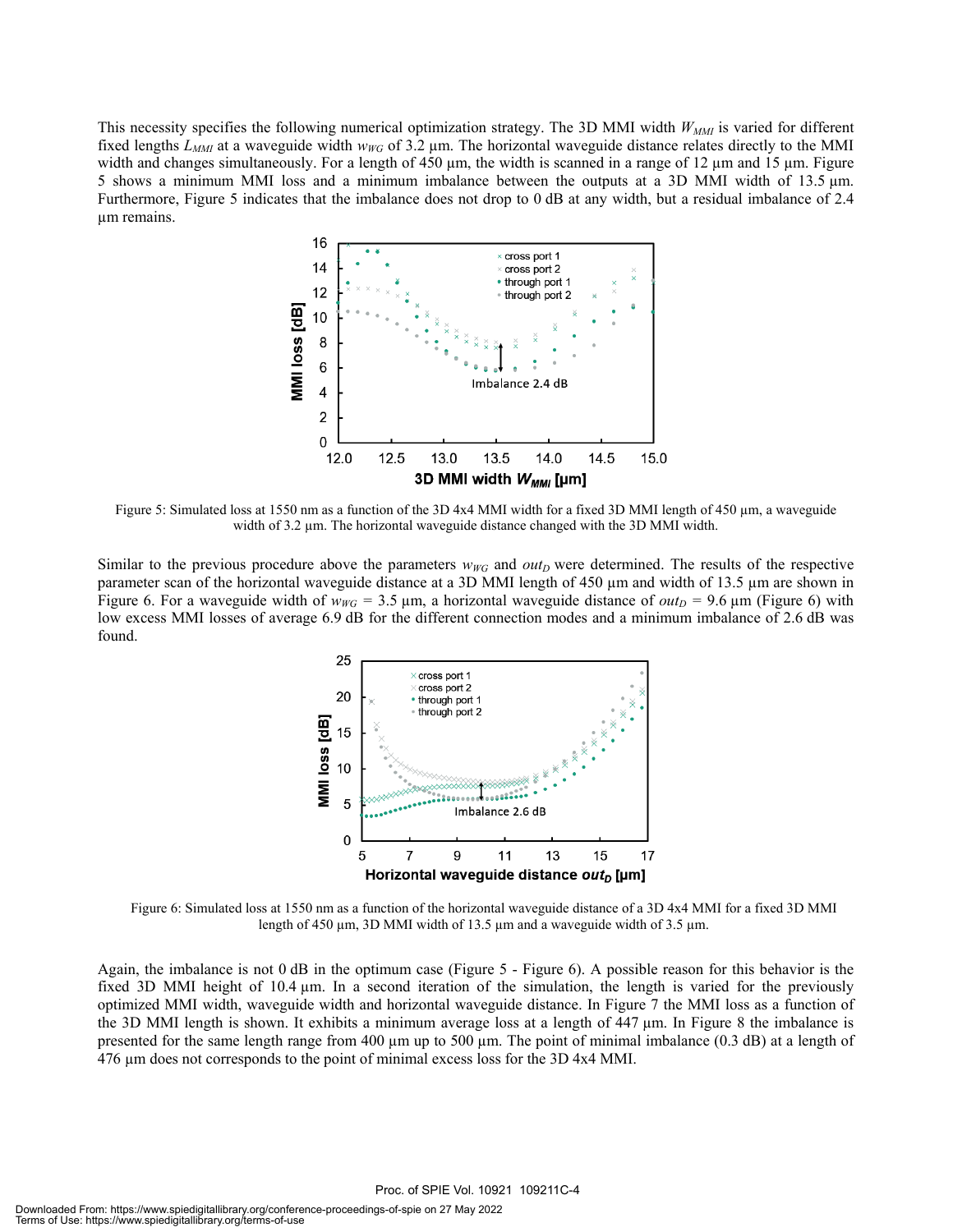This necessity specifies the following numerical optimization strategy. The 3D MMI width $W_{MMI}$ is varied for different fixed lengths $L_{MMI}$ at a waveguide width $w_{WG}$ of 3.2 µm. The horizontal waveguide distance relates directly to the MMI width and changes simultaneously. For a length of 450 µm, the width is scanned in a range of 12 µm and 15 µm. Figure 5 shows a minimum MMI loss and a minimum imbalance between the outputs at a 3D MMI width of 13.5 µm. Furthermore, Figure 5 indicates that the imbalance does not drop to 0 dB at any width, but a residual imbalance of 2.4 µm remains.

Figure 5: Simulated loss at 1550 nm as a function of the 3D 4x4 MMI width for a fixed 3D MMI length of 450 µm, a waveguide width of 3.2 µm. The horizontal waveguide distance changed with the 3D MMI width.

Similar to the previous procedure above the parameters $w_{WG}$ and $out_D$ were determined. The results of the respective parameter scan of the horizontal waveguide distance at a 3D MMI length of 450 µm and width of 13.5 µm are shown in Figure 6. For a waveguide width of $w_{WG}$ = 3.5 µm, a horizontal waveguide distance of $out_D$ = 9.6 µm (Figure 6) with low excess MMI losses of average 6.9 dB for the different connection modes and a minimum imbalance of 2.6 dB was found.

Figure 6: Simulated loss at 1550 nm as a function of the horizontal waveguide distance of a 3D 4x4 MMI for a fixed 3D MMI length of 450 µm, 3D MMI width of 13.5 µm and a waveguide width of 3.5 µm.

Again, the imbalance is not 0 dB in the optimum case (Figure 5 - Figure 6). A possible reason for this behavior is the fixed 3D MMI height of 10.4 µm. In a second iteration of the simulation, the length is varied for the previously optimized MMI width, waveguide width and horizontal waveguide distance. In Figure 7 the MMI loss as a function of the 3D MMI length is shown. It exhibits a minimum average loss at a length of 447 µm. In Figure 8 the imbalance is presented for the same length range from 400 µm up to 500 µm. The point of minimal imbalance (0.3 dB) at a length of 476 µm does not corresponds to the point of minimal excess loss for the 3D 4x4 MMI.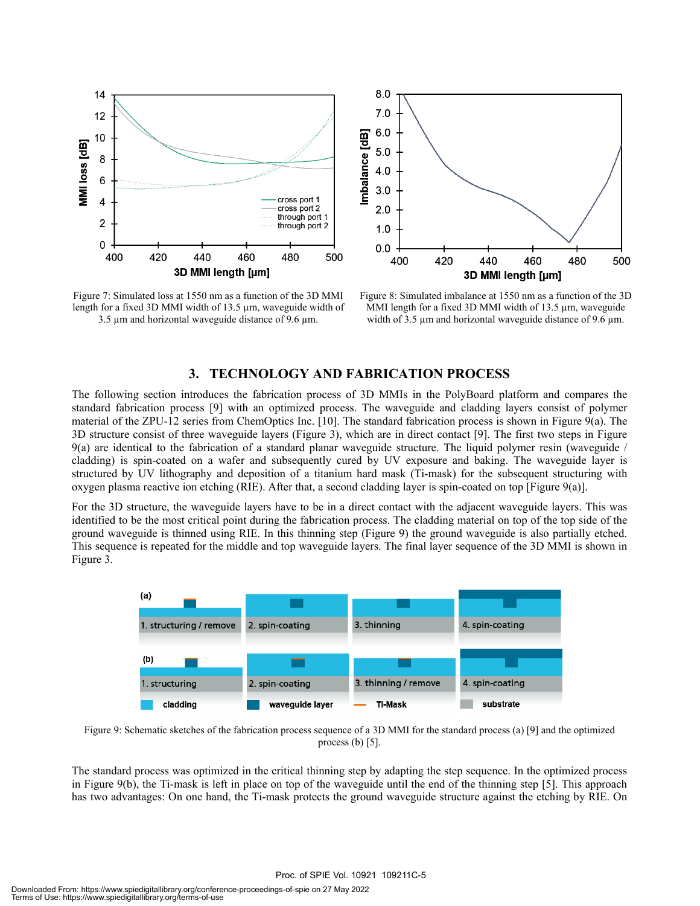Figure 7: Simulated loss at 1550 nm as a function of the 3D MMI length for a fixed 3D MMI width of 13.5 µm, waveguide width of 3.5 µm and horizontal waveguide distance of 9.6 µm.

Figure 8: Simulated imbalance at 1550 nm as a function of the 3D MMI length for a fixed 3D MMI width of 13.5 µm, waveguide width of 3.5 µm and horizontal waveguide distance of 9.6 µm.

## 3. TECHNOLOGY AND FABRICATION PROCESS

The following section introduces the fabrication process of 3D MMIs in the PolyBoard platform and compares the standard fabrication process [9] with an optimized process. The waveguide and cladding layers consist of polymer material of the ZPU-12 series from ChemOptics Inc. [10]. The standard fabrication process is shown in Figure 9(a). The 3D structure consist of three waveguide layers (Figure 3), which are in direct contact [9]. The first two steps in Figure 9(a) are identical to the fabrication of a standard planar waveguide structure. The liquid polymer resin (waveguide / cladding) is spin-coated on a wafer and subsequently cured by UV exposure and baking. The waveguide layer is structured by UV lithography and deposition of a titanium hard mask (Ti-mask) for the subsequent structuring with oxygen plasma reactive ion etching (RIE). After that, a second cladding layer is spin-coated on top [Figure 9(a)].

For the 3D structure, the waveguide layers have to be in a direct contact with the adjacent waveguide layers. This was identified to be the most critical point during the fabrication process. The cladding material on top of the top side of the ground waveguide is thinned using RIE. In this thinning step (Figure 9) the ground waveguide is also partially etched. This sequence is repeated for the middle and top waveguide layers. The final layer sequence of the 3D MMI is shown in Figure 3.

Figure 9: Schematic sketches of the fabrication process sequence of a 3D MMI for the standard process (a) [9] and the optimized process (b) [5].

The standard process was optimized in the critical thinning step by adapting the step sequence. In the optimized process in Figure 9(b), the Ti-mask is left in place on top of the waveguide until the end of the thinning step [5]. This approach has two advantages: On one hand, the Ti-mask protects the ground waveguide structure against the etching by RIE. On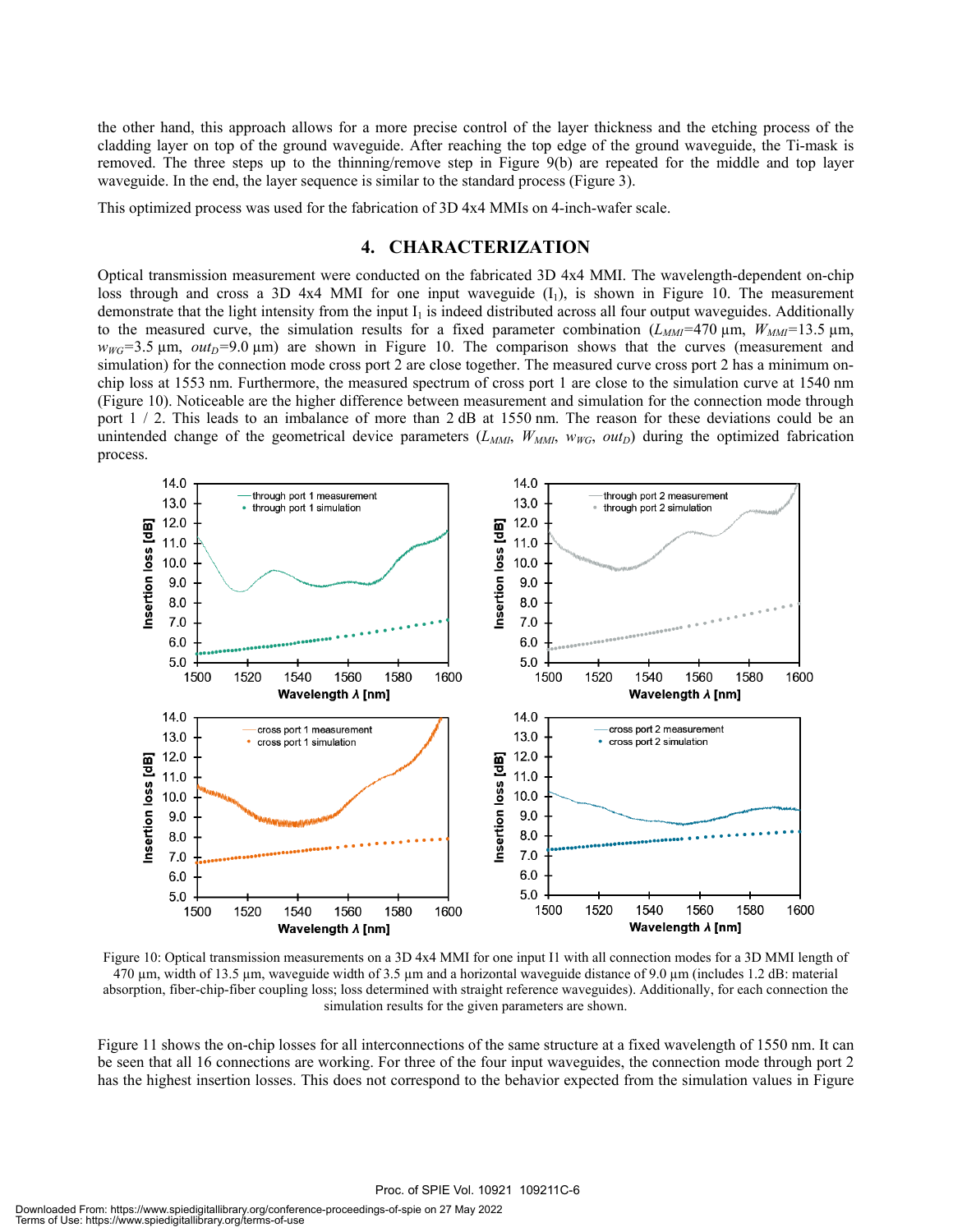the other hand, this approach allows for a more precise control of the layer thickness and the etching process of the cladding layer on top of the ground waveguide. After reaching the top edge of the ground waveguide, the Ti-mask is removed. The three steps up to the thinning/remove step in Figure 9(b) are repeated for the middle and top layer waveguide. In the end, the layer sequence is similar to the standard process (Figure 3).

This optimized process was used for the fabrication of 3D 4x4 MMIs on 4-inch-wafer scale.

## 4. CHARACTERIZATION

Optical transmission measurement were conducted on the fabricated 3D 4x4 MMI. The wavelength-dependent on-chip loss through and cross a 3D 4x4 MMI for one input waveguide ($I_1$), is shown in Figure 10. The measurement demonstrate that the light intensity from the input $I_1$ is indeed distributed across all four output waveguides. Additionally to the measured curve, the simulation results for a fixed parameter combination ($L_{MMI}$=470 µm, $W_{MMI}$=13.5 µm, $w_{WG}$=3.5 µm, $out_D$=9.0 µm) are shown in Figure 10. The comparison shows that the curves (measurement and simulation) for the connection mode cross port 2 are close together. The measured curve cross port 2 has a minimum on-chip loss at 1553 nm. Furthermore, the measured spectrum of cross port 1 are close to the simulation curve at 1540 nm (Figure 10). Noticeable are the higher difference between measurement and simulation for the connection mode through port 1 / 2. This leads to an imbalance of more than 2 dB at 1550 nm. The reason for these deviations could be an unintended change of the geometrical device parameters ($L_{MMI}$, $W_{MMI}$, $w_{WG}$, $out_D$) during the optimized fabrication process.

Figure 10: Optical transmission measurements on a 3D 4x4 MMI for one input I1 with all connection modes for a 3D MMI length of 470 µm, width of 13.5 µm, waveguide width of 3.5 µm and a horizontal waveguide distance of 9.0 µm (includes 1.2 dB: material absorption, fiber-chip-fiber coupling loss; loss determined with straight reference waveguides). Additionally, for each connection the simulation results for the given parameters are shown.

Figure 11 shows the on-chip losses for all interconnections of the same structure at a fixed wavelength of 1550 nm. It can be seen that all 16 connections are working. For three of the four input waveguides, the connection mode through port 2 has the highest insertion losses. This does not correspond to the behavior expected from the simulation values in Figure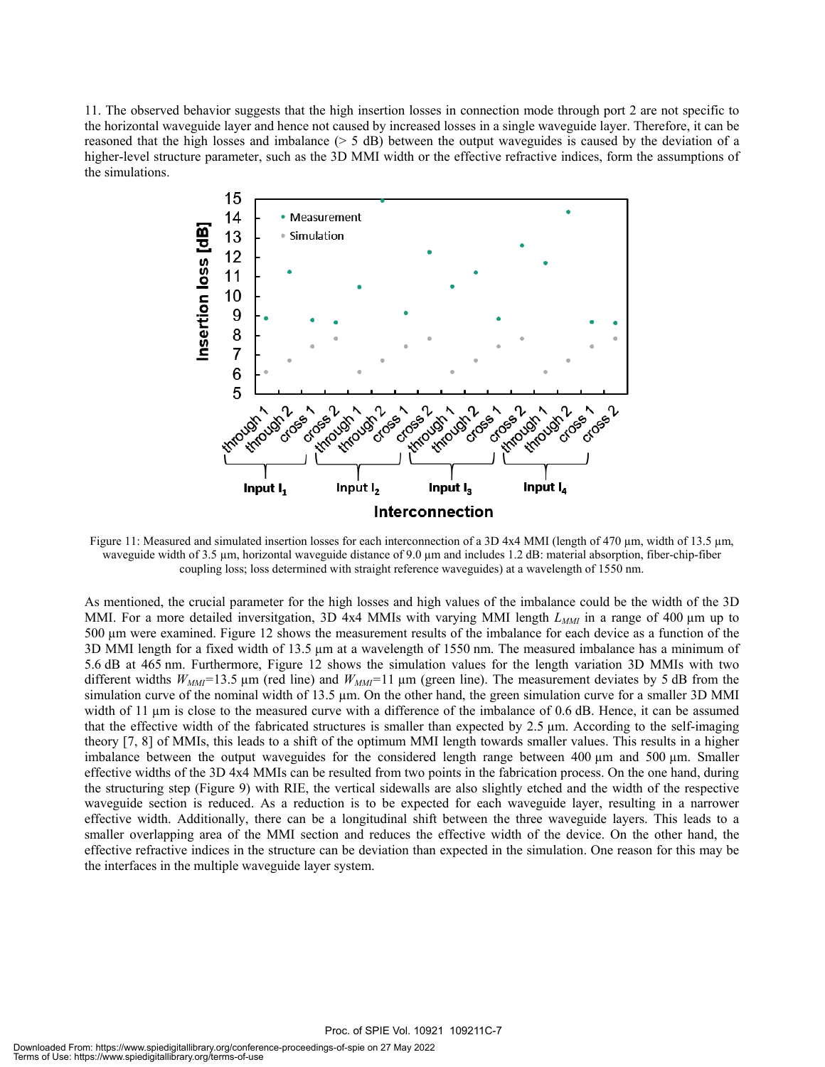11. The observed behavior suggests that the high insertion losses in connection mode through port 2 are not specific to the horizontal waveguide layer and hence not caused by increased losses in a single waveguide layer. Therefore, it can be reasoned that the high losses and imbalance (> 5 dB) between the output waveguides is caused by the deviation of a higher-level structure parameter, such as the 3D MMI width or the effective refractive indices, form the assumptions of the simulations.

Figure 11: Measured and simulated insertion losses for each interconnection of a 3D 4x4 MMI (length of 470 µm, width of 13.5 µm, waveguide width of 3.5 µm, horizontal waveguide distance of 9.0 µm and includes 1.2 dB: material absorption, fiber-chip-fiber coupling loss; loss determined with straight reference waveguides) at a wavelength of 1550 nm.

As mentioned, the crucial parameter for the high losses and high values of the imbalance could be the width of the 3D MMI. For a more detailed inversitgation, 3D 4x4 MMIs with varying MMI length $L_{MMI}$ in a range of 400 µm up to 500 µm were examined. Figure 12 shows the measurement results of the imbalance for each device as a function of the 3D MMI length for a fixed width of 13.5 µm at a wavelength of 1550 nm. The measured imbalance has a minimum of 5.6 dB at 465 nm. Furthermore, Figure 12 shows the simulation values for the length variation 3D MMIs with two different widths $W_{MMI}$=13.5 µm (red line) and $W_{MMI}$=11 µm (green line). The measurement deviates by 5 dB from the simulation curve of the nominal width of 13.5 µm. On the other hand, the green simulation curve for a smaller 3D MMI width of 11 µm is close to the measured curve with a difference of the imbalance of 0.6 dB. Hence, it can be assumed that the effective width of the fabricated structures is smaller than expected by 2.5 µm. According to the self-imaging theory [7, 8] of MMIs, this leads to a shift of the optimum MMI length towards smaller values. This results in a higher imbalance between the output waveguides for the considered length range between 400 µm and 500 µm. Smaller effective widths of the 3D 4x4 MMIs can be resulted from two points in the fabrication process. On the one hand, during the structuring step (Figure 9) with RIE, the vertical sidewalls are also slightly etched and the width of the respective waveguide section is reduced. As a reduction is to be expected for each waveguide layer, resulting in a narrower effective width. Additionally, there can be a longitudinal shift between the three waveguide layers. This leads to a smaller overlapping area of the MMI section and reduces the effective width of the device. On the other hand, the effective refractive indices in the structure can be deviation than expected in the simulation. One reason for this may be the interfaces in the multiple waveguide layer system.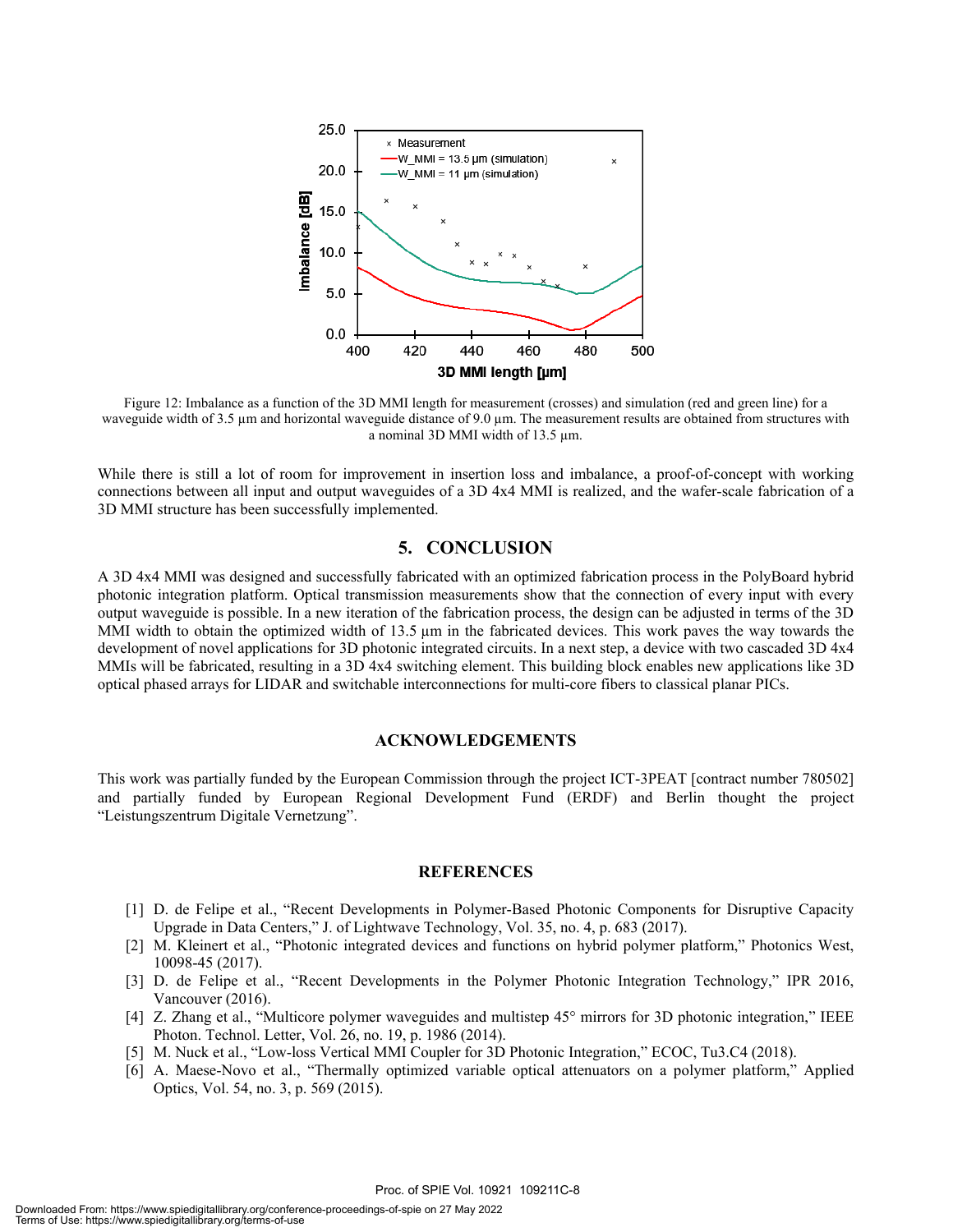Figure 12: Imbalance as a function of the 3D MMI length for measurement (crosses) and simulation (red and green line) for a waveguide width of 3.5 µm and horizontal waveguide distance of 9.0 µm. The measurement results are obtained from structures with a nominal 3D MMI width of 13.5 µm.

While there is still a lot of room for improvement in insertion loss and imbalance, a proof-of-concept with working connections between all input and output waveguides of a 3D 4x4 MMI is realized, and the wafer-scale fabrication of a 3D MMI structure has been successfully implemented.

## 5. CONCLUSION

A 3D 4x4 MMI was designed and successfully fabricated with an optimized fabrication process in the PolyBoard hybrid photonic integration platform. Optical transmission measurements show that the connection of every input with every output waveguide is possible. In a new iteration of the fabrication process, the design can be adjusted in terms of the 3D MMI width to obtain the optimized width of 13.5 µm in the fabricated devices. This work paves the way towards the development of novel applications for 3D photonic integrated circuits. In a next step, a device with two cascaded 3D 4x4 MMIs will be fabricated, resulting in a 3D 4x4 switching element. This building block enables new applications like 3D optical phased arrays for LIDAR and switchable interconnections for multi-core fibers to classical planar PICs.

## ACKNOWLEDGEMENTS

This work was partially funded by the European Commission through the project ICT-3PEAT [contract number 780502] and partially funded by European Regional Development Fund (ERDF) and Berlin thought the project "Leistungszentrum Digitale Vernetzung".

## REFERENCES

[1] D. de Felipe et al., "Recent Developments in Polymer-Based Photonic Components for Disruptive Capacity Upgrade in Data Centers," J. of Lightwave Technology, Vol. 35, no. 4, p. 683 (2017).

[2] M. Kleinert et al., "Photonic integrated devices and functions on hybrid polymer platform," Photonics West, 10098-45 (2017).

[3] D. de Felipe et al., "Recent Developments in the Polymer Photonic Integration Technology," IPR 2016, Vancouver (2016).

[4] Z. Zhang et al., "Multicore polymer waveguides and multistep 45° mirrors for 3D photonic integration," IEEE Photon. Technol. Letter, Vol. 26, no. 19, p. 1986 (2014).

[5] M. Nuck et al., "Low-loss Vertical MMI Coupler for 3D Photonic Integration," ECOC, Tu3.C4 (2018).

[6] A. Maese-Novo et al., "Thermally optimized variable optical attenuators on a polymer platform," Applied Optics, Vol. 54, no. 3, p. 569 (2015).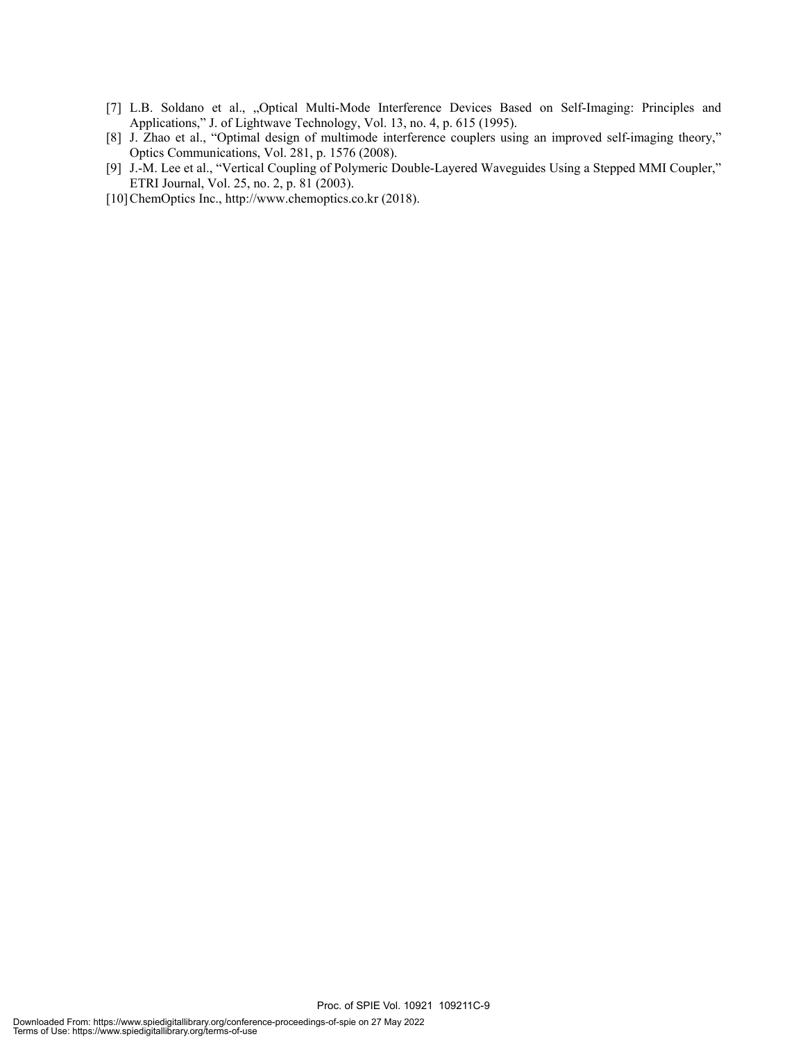[7] L.B. Soldano et al., „Optical Multi-Mode Interference Devices Based on Self-Imaging: Principles and Applications," J. of Lightwave Technology, Vol. 13, no. 4, p. 615 (1995).

[8] J. Zhao et al., "Optimal design of multimode interference couplers using an improved self-imaging theory," Optics Communications, Vol. 281, p. 1576 (2008).

[9] J.-M. Lee et al., "Vertical Coupling of Polymeric Double-Layered Waveguides Using a Stepped MMI Coupler," ETRI Journal, Vol. 25, no. 2, p. 81 (2003).

[10] ChemOptics Inc., http://www.chemoptics.co.kr (2018).